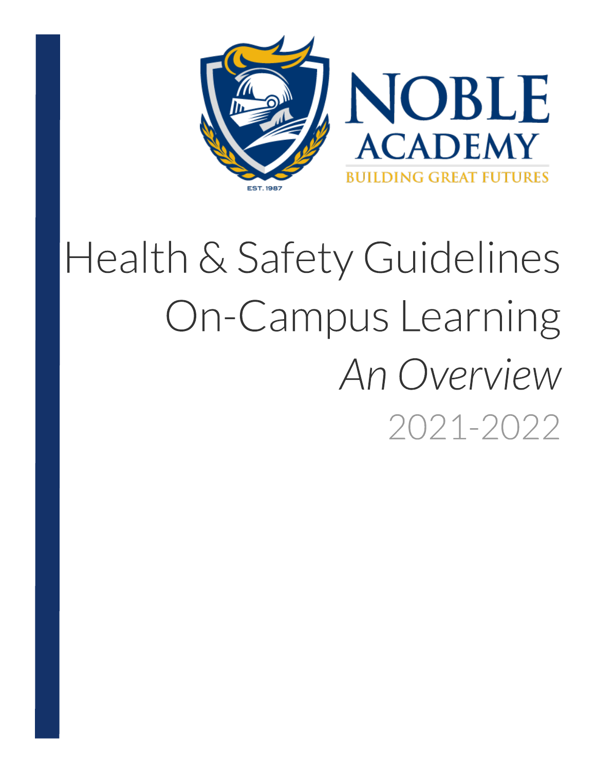NOBLE ACADEMY

BUILDING GREAT FUTURES

EST. 1987

# Health & Safety Guidelines

# On-Campus Learning

## *An Overview*

2021-2022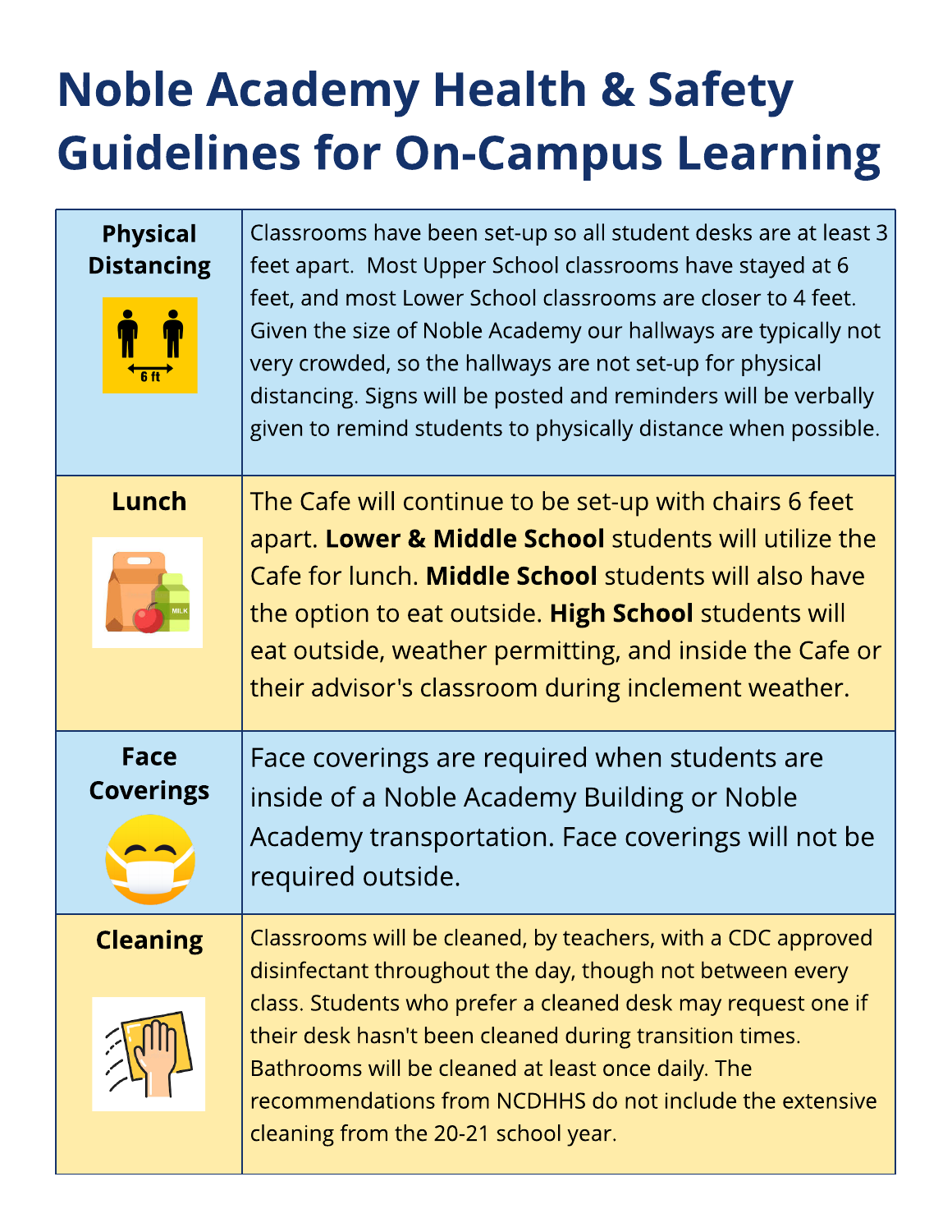# Noble Academy Health & Safety Guidelines for On-Campus Learning

| | |
|---|---|
| **Physical Distancing** | Classrooms have been set-up so all student desks are at least 3 feet apart. Most Upper School classrooms have stayed at 6 feet, and most Lower School classrooms are closer to 4 feet. Given the size of Noble Academy our hallways are typically not very crowded, so the hallways are not set-up for physical distancing. Signs will be posted and reminders will be verbally given to remind students to physically distance when possible. |
| **Lunch** | The Cafe will continue to be set-up with chairs 6 feet apart. **Lower & Middle School** students will utilize the Cafe for lunch. **Middle School** students will also have the option to eat outside. **High School** students will eat outside, weather permitting, and inside the Cafe or their advisor's classroom during inclement weather. |
| **Face Coverings** | Face coverings are required when students are inside of a Noble Academy Building or Noble Academy transportation. Face coverings will not be required outside. |
| **Cleaning** | Classrooms will be cleaned, by teachers, with a CDC approved disinfectant throughout the day, though not between every class. Students who prefer a cleaned desk may request one if their desk hasn't been cleaned during transition times. Bathrooms will be cleaned at least once daily. The recommendations from NCDHHS do not include the extensive cleaning from the 20-21 school year. |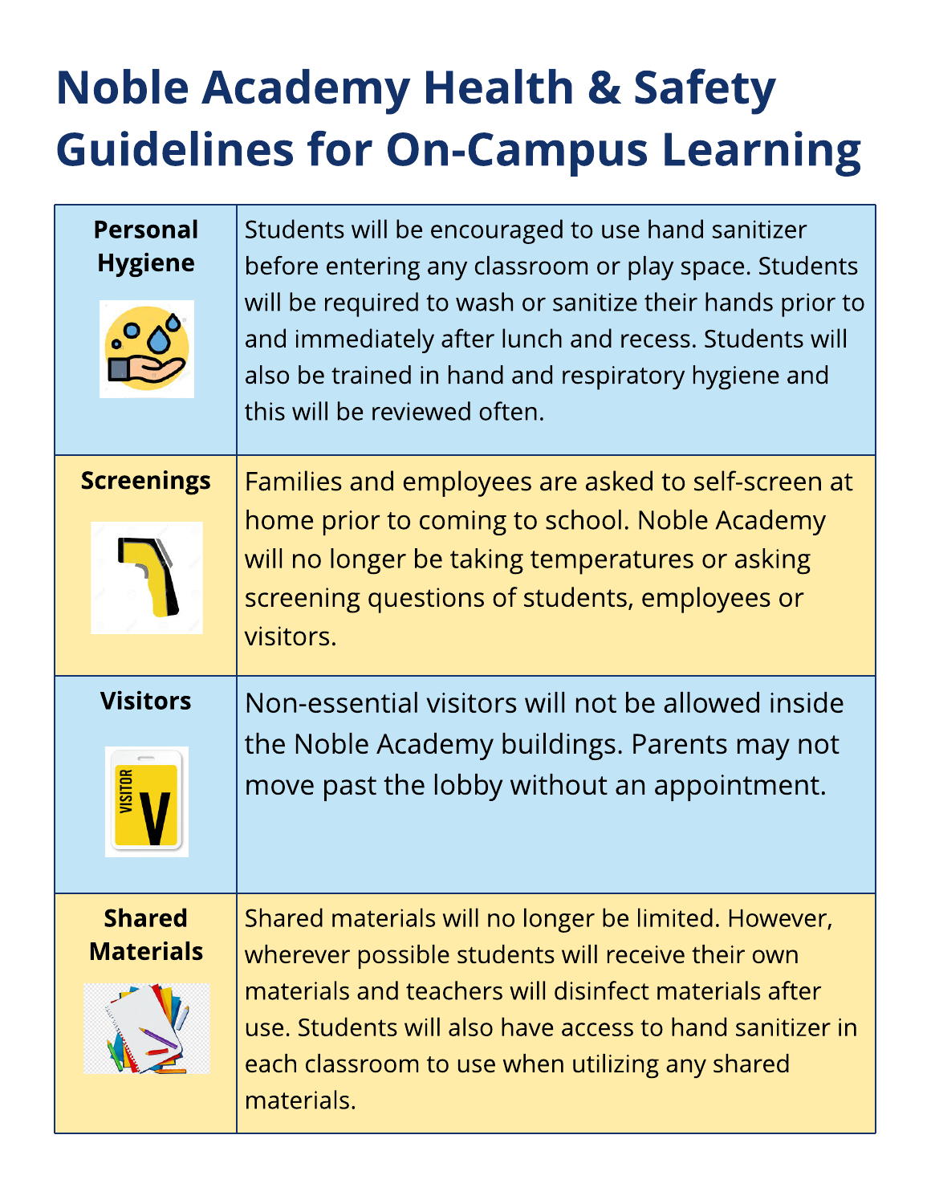# Noble Academy Health & Safety Guidelines for On-Campus Learning

| | |
|---|---|
| **Personal Hygiene** | Students will be encouraged to use hand sanitizer before entering any classroom or play space. Students will be required to wash or sanitize their hands prior to and immediately after lunch and recess. Students will also be trained in hand and respiratory hygiene and this will be reviewed often. |
| **Screenings** | Families and employees are asked to self-screen at home prior to coming to school. Noble Academy will no longer be taking temperatures or asking screening questions of students, employees or visitors. |
| **Visitors** | Non-essential visitors will not be allowed inside the Noble Academy buildings. Parents may not move past the lobby without an appointment. |
| **Shared Materials** | Shared materials will no longer be limited. However, wherever possible students will receive their own materials and teachers will disinfect materials after use. Students will also have access to hand sanitizer in each classroom to use when utilizing any shared materials. |